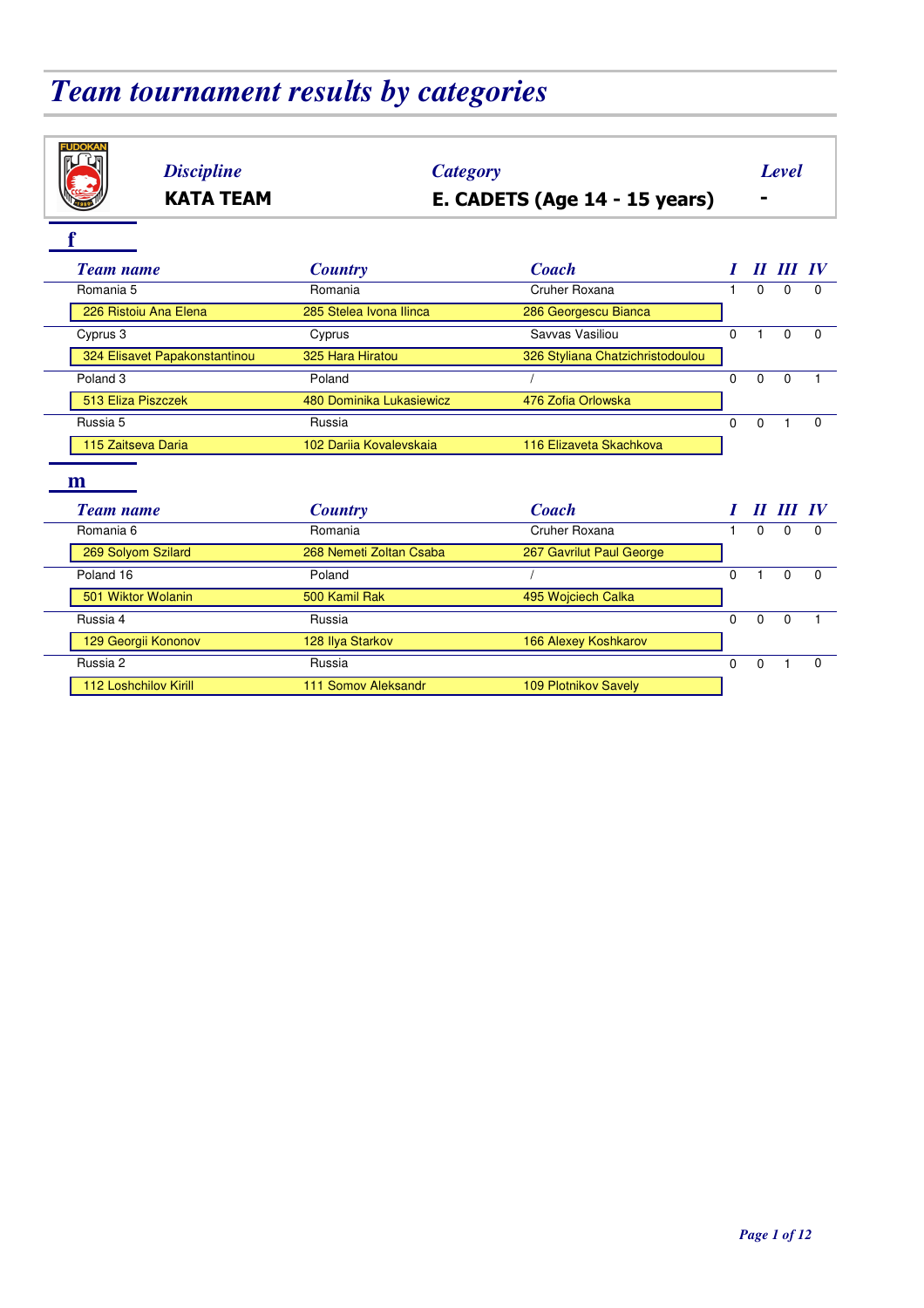# Team tournament results by categories

| Discipline | Category | Level |
|---|---|---|
| **KATA TEAM** | **E. CADETS (Age 14 - 15 years)** | - |

## f

| Team name | Country | Coach | I | II | III | IV |
|---|---|---|---|---|---|---|
| Romania 5 | Romania | Cruher Roxana | 1 | 0 | 0 | 0 |
| 226 Ristoiu Ana Elena | 285 Stelea Ivona Ilinca | 286 Georgescu Bianca | | | | |
| Cyprus 3 | Cyprus | Savvas Vasiliou | 0 | 1 | 0 | 0 |
| 324 Elisavet Papakonstantinou | 325 Hara Hiratou | 326 Styliana Chatzichristodoulou | | | | |
| Poland 3 | Poland | / | 0 | 0 | 0 | 1 |
| 513 Eliza Piszczek | 480 Dominika Lukasiewicz | 476 Zofia Orlowska | | | | |
| Russia 5 | Russia | | 0 | 0 | 1 | 0 |
| 115 Zaitseva Daria | 102 Dariia Kovalevskaia | 116 Elizaveta Skachkova | | | | |

## m

| Team name | Country | Coach | I | II | III | IV |
|---|---|---|---|---|---|---|
| Romania 6 | Romania | Cruher Roxana | 1 | 0 | 0 | 0 |
| 269 Solyom Szilard | 268 Nemeti Zoltan Csaba | 267 Gavrilut Paul George | | | | |
| Poland 16 | Poland | / | 0 | 1 | 0 | 0 |
| 501 Wiktor Wolanin | 500 Kamil Rak | 495 Wojciech Calka | | | | |
| Russia 4 | Russia | | 0 | 0 | 0 | 1 |
| 129 Georgii Kononov | 128 Ilya Starkov | 166 Alexey Koshkarov | | | | |
| Russia 2 | Russia | | 0 | 0 | 1 | 0 |
| 112 Loshchilov Kirill | 111 Somov Aleksandr | 109 Plotnikov Savely | | | | |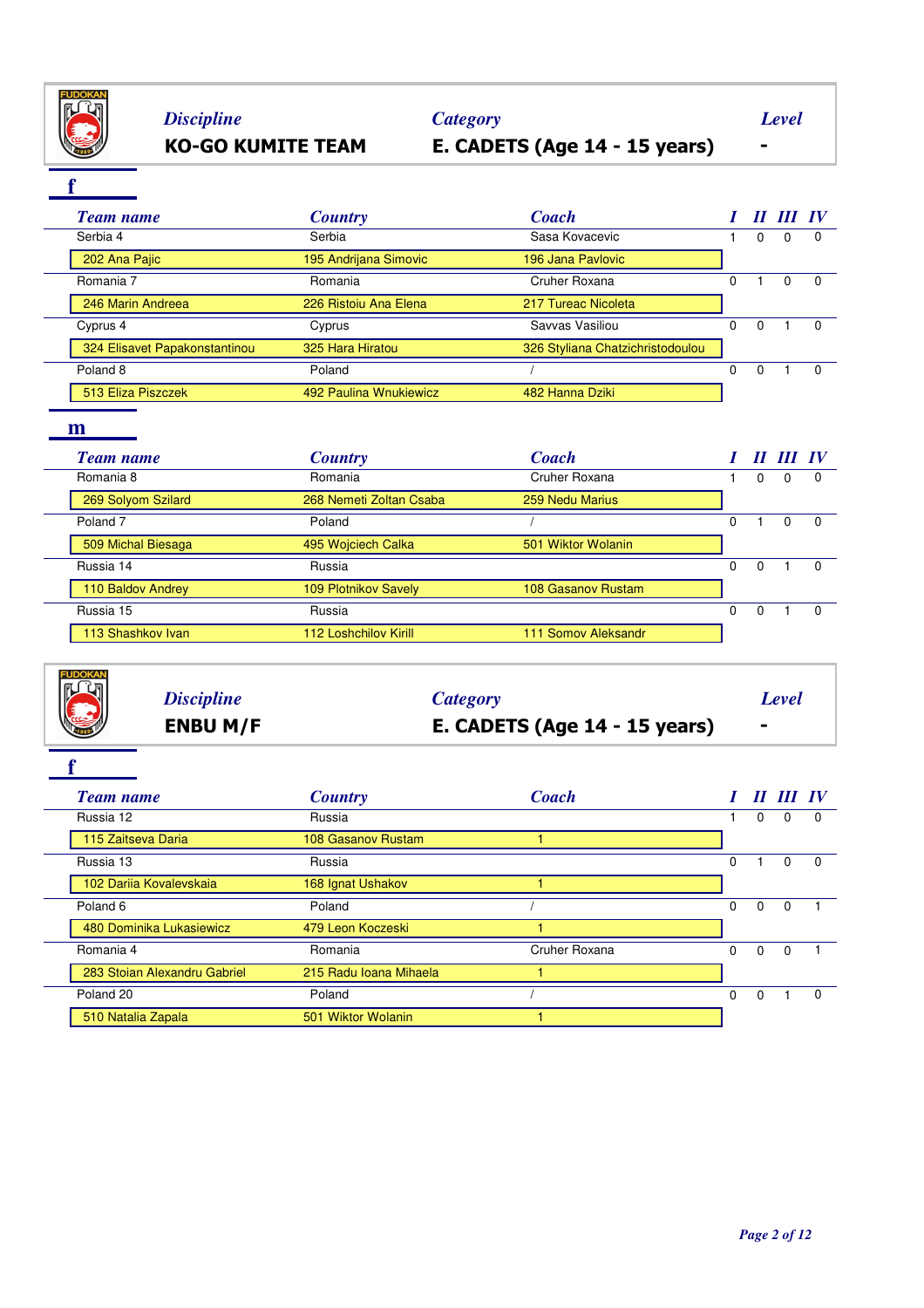FUDOKAN

*Discipline* **KO-GO KUMITE TEAM** | *Category* **E. CADETS (Age 14 - 15 years)** | *Level* **-**

## f

| Team name | Country | Coach | I | II | III | IV |
|---|---|---|---|---|---|---|
| Serbia 4 | Serbia | Sasa Kovacevic | 1 | 0 | 0 | 0 |
| 202 Ana Pajic | 195 Andrijana Simovic | 196 Jana Pavlovic | | | | |
| Romania 7 | Romania | Cruher Roxana | 0 | 1 | 0 | 0 |
| 246 Marin Andreea | 226 Ristoiu Ana Elena | 217 Tureac Nicoleta | | | | |
| Cyprus 4 | Cyprus | Savvas Vasiliou | 0 | 0 | 1 | 0 |
| 324 Elisavet Papakonstantinou | 325 Hara Hiratou | 326 Styliana Chatzichristodoulou | | | | |
| Poland 8 | Poland | / | 0 | 0 | 1 | 0 |
| 513 Eliza Piszczek | 492 Paulina Wnukiewicz | 482 Hanna Dziki | | | | |

## m

| Team name | Country | Coach | I | II | III | IV |
|---|---|---|---|---|---|---|
| Romania 8 | Romania | Cruher Roxana | 1 | 0 | 0 | 0 |
| 269 Solyom Szilard | 268 Nemeti Zoltan Csaba | 259 Nedu Marius | | | | |
| Poland 7 | Poland | / | 0 | 1 | 0 | 0 |
| 509 Michal Biesaga | 495 Wojciech Calka | 501 Wiktor Wolanin | | | | |
| Russia 14 | Russia | | 0 | 0 | 1 | 0 |
| 110 Baldov Andrey | 109 Plotnikov Savely | 108 Gasanov Rustam | | | | |
| Russia 15 | Russia | | 0 | 0 | 1 | 0 |
| 113 Shashkov Ivan | 112 Loshchilov Kirill | 111 Somov Aleksandr | | | | |

FUDOKAN

*Discipline* **ENBU M/F** | *Category* **E. CADETS (Age 14 - 15 years)** | *Level* **-**

## f

| Team name | Country | Coach | I | II | III | IV |
|---|---|---|---|---|---|---|
| Russia 12 | Russia | | 1 | 0 | 0 | 0 |
| 115 Zaitseva Daria | 108 Gasanov Rustam | 1 | | | | |
| Russia 13 | Russia | | 0 | 1 | 0 | 0 |
| 102 Dariia Kovalevskaia | 168 Ignat Ushakov | 1 | | | | |
| Poland 6 | Poland | / | 0 | 0 | 0 | 1 |
| 480 Dominika Lukasiewicz | 479 Leon Koczeski | 1 | | | | |
| Romania 4 | Romania | Cruher Roxana | 0 | 0 | 0 | 1 |
| 283 Stoian Alexandru Gabriel | 215 Radu Ioana Mihaela | 1 | | | | |
| Poland 20 | Poland | / | 0 | 0 | 1 | 0 |
| 510 Natalia Zapala | 501 Wiktor Wolanin | 1 | | | | |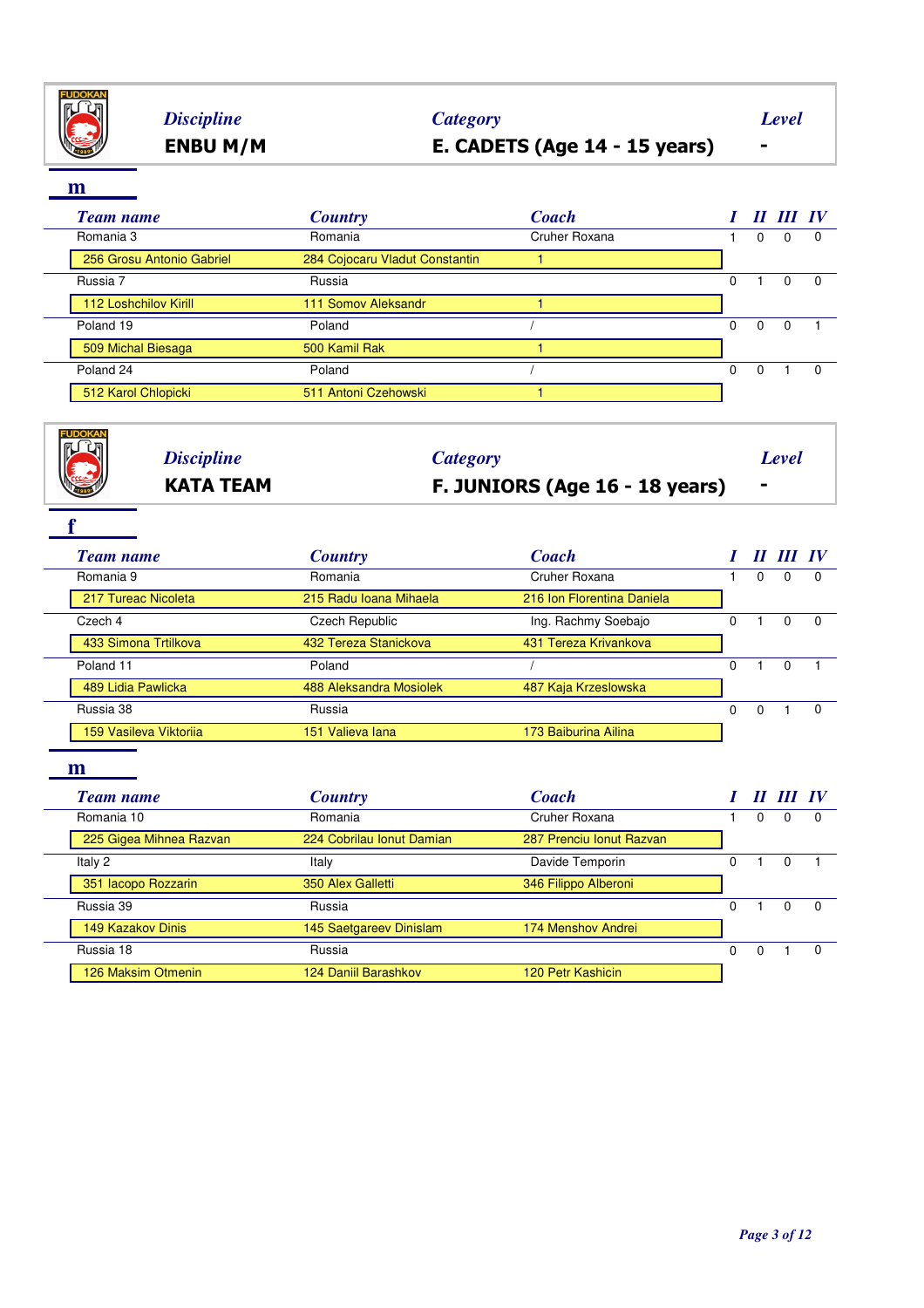**Discipline** ENBU M/M | **Category** E. CADETS (Age 14 - 15 years) | **Level** -

**m**

| Team name | Country | Coach | I | II | III | IV |
|---|---|---|---|---|---|---|
| Romania 3 | Romania | Cruher Roxana | 1 | 0 | 0 | 0 |
| 256 Grosu Antonio Gabriel | 284 Cojocaru Vladut Constantin | 1 | | | | |
| Russia 7 | Russia | | 0 | 1 | 0 | 0 |
| 112 Loshchilov Kirill | 111 Somov Aleksandr | 1 | | | | |
| Poland 19 | Poland | / | 0 | 0 | 0 | 1 |
| 509 Michal Biesaga | 500 Kamil Rak | 1 | | | | |
| Poland 24 | Poland | / | 0 | 0 | 1 | 0 |
| 512 Karol Chlopicki | 511 Antoni Czehowski | 1 | | | | |

**Discipline** KATA TEAM | **Category** F. JUNIORS (Age 16 - 18 years) | **Level** -

**f**

| Team name | Country | Coach | I | II | III | IV |
|---|---|---|---|---|---|---|
| Romania 9 | Romania | Cruher Roxana | 1 | 0 | 0 | 0 |
| 217 Tureac Nicoleta | 215 Radu Ioana Mihaela | 216 Ion Florentina Daniela | | | | |
| Czech 4 | Czech Republic | Ing. Rachmy Soebajo | 0 | 1 | 0 | 0 |
| 433 Simona Trtilkova | 432 Tereza Stanickova | 431 Tereza Krivankova | | | | |
| Poland 11 | Poland | / | 0 | 1 | 0 | 1 |
| 489 Lidia Pawlicka | 488 Aleksandra Mosiolek | 487 Kaja Krzeslowska | | | | |
| Russia 38 | Russia | | 0 | 0 | 1 | 0 |
| 159 Vasileva Viktoriia | 151 Valieva Iana | 173 Baiburina Ailina | | | | |

**m**

| Team name | Country | Coach | I | II | III | IV |
|---|---|---|---|---|---|---|
| Romania 10 | Romania | Cruher Roxana | 1 | 0 | 0 | 0 |
| 225 Gigea Mihnea Razvan | 224 Cobrilau Ionut Damian | 287 Prenciu Ionut Razvan | | | | |
| Italy 2 | Italy | Davide Temporin | 0 | 1 | 0 | 1 |
| 351 Iacopo Rozzarin | 350 Alex Galletti | 346 Filippo Alberoni | | | | |
| Russia 39 | Russia | | 0 | 1 | 0 | 0 |
| 149 Kazakov Dinis | 145 Saetgareev Dinislam | 174 Menshov Andrei | | | | |
| Russia 18 | Russia | | 0 | 0 | 1 | 0 |
| 126 Maksim Otmenin | 124 Daniil Barashkov | 120 Petr Kashicin | | | | |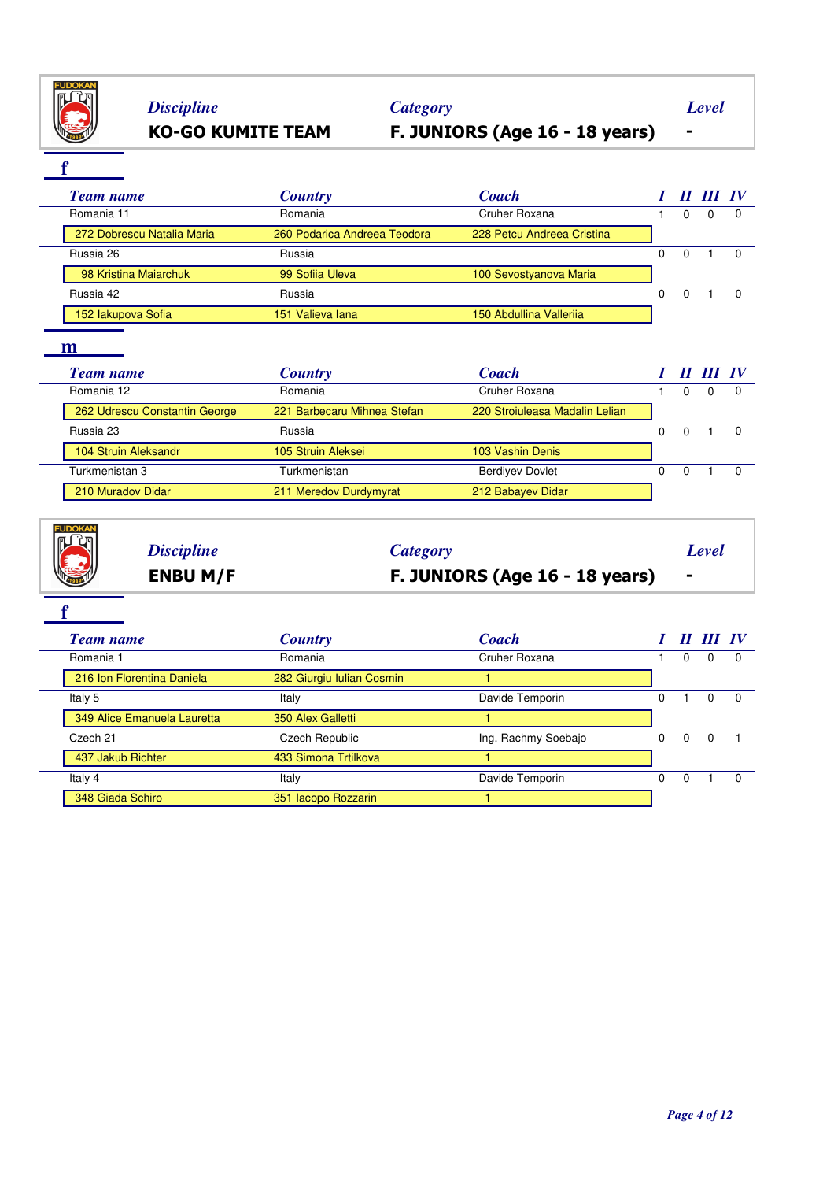| *Discipline* | *Category* | *Level* |
|---|---|---|
| **KO-GO KUMITE TEAM** | **F. JUNIORS (Age 16 - 18 years)** | **-** |

### f

| *Team name* | *Country* | *Coach* | *I* | *II* | *III* | *IV* |
|---|---|---|---|---|---|---|
| Romania 11 | Romania | Cruher Roxana | 1 | 0 | 0 | 0 |
| 272 Dobrescu Natalia Maria | 260 Podarica Andreea Teodora | 228 Petcu Andreea Cristina | | | | |
| Russia 26 | Russia | | 0 | 0 | 1 | 0 |
| 98 Kristina Maiarchuk | 99 Sofiia Uleva | 100 Sevostyanova Maria | | | | |
| Russia 42 | Russia | | 0 | 0 | 1 | 0 |
| 152 Iakupova Sofia | 151 Valieva Iana | 150 Abdullina Valleriia | | | | |

### m

| *Team name* | *Country* | *Coach* | *I* | *II* | *III* | *IV* |
|---|---|---|---|---|---|---|
| Romania 12 | Romania | Cruher Roxana | 1 | 0 | 0 | 0 |
| 262 Udrescu Constantin George | 221 Barbecaru Mihnea Stefan | 220 Stroiuleasa Madalin Lelian | | | | |
| Russia 23 | Russia | | 0 | 0 | 1 | 0 |
| 104 Struin Aleksandr | 105 Struin Aleksei | 103 Vashin Denis | | | | |
| Turkmenistan 3 | Turkmenistan | Berdiyev Dovlet | 0 | 0 | 1 | 0 |
| 210 Muradov Didar | 211 Meredov Durdymyrat | 212 Babayev Didar | | | | |

| *Discipline* | *Category* | *Level* |
|---|---|---|
| **ENBU M/F** | **F. JUNIORS (Age 16 - 18 years)** | **-** |

### f

| *Team name* | *Country* | *Coach* | *I* | *II* | *III* | *IV* |
|---|---|---|---|---|---|---|
| Romania 1 | Romania | Cruher Roxana | 1 | 0 | 0 | 0 |
| 216 Ion Florentina Daniela | 282 Giurgiu Iulian Cosmin | 1 | | | | |
| Italy 5 | Italy | Davide Temporin | 0 | 1 | 0 | 0 |
| 349 Alice Emanuela Lauretta | 350 Alex Galletti | 1 | | | | |
| Czech 21 | Czech Republic | Ing. Rachmy Soebajo | 0 | 0 | 0 | 1 |
| 437 Jakub Richter | 433 Simona Trtilkova | 1 | | | | |
| Italy 4 | Italy | Davide Temporin | 0 | 0 | 1 | 0 |
| 348 Giada Schiro | 351 Iacopo Rozzarin | 1 | | | | |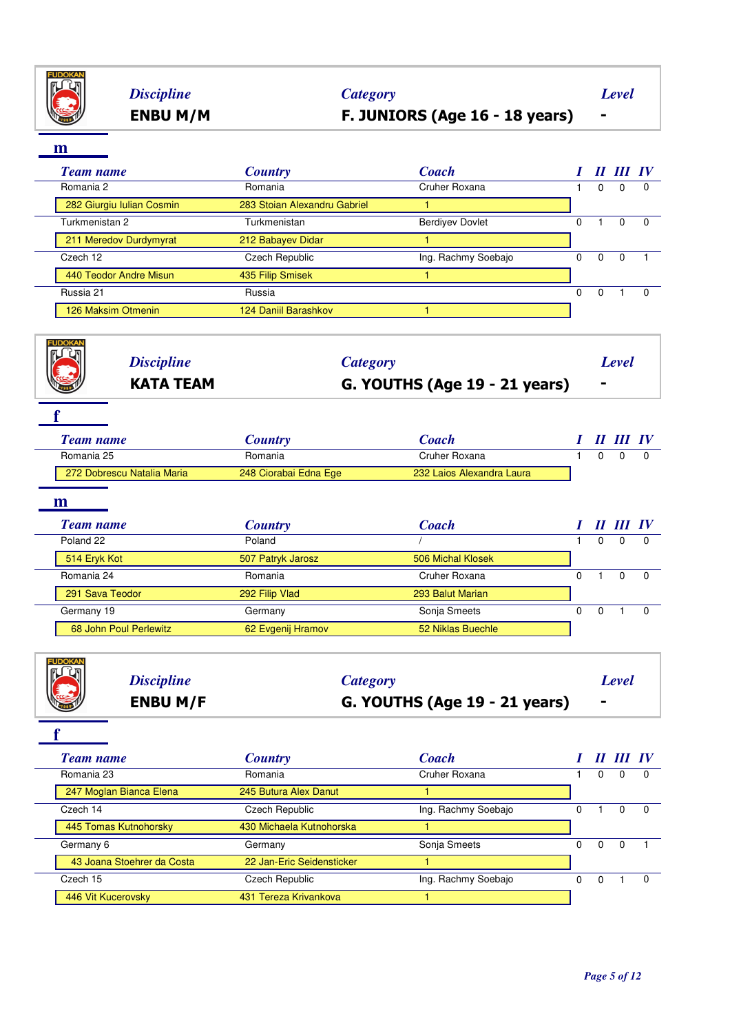## Discipline: ENBU M/M — Category: F. JUNIORS (Age 16 - 18 years) — Level: -

### m

| Team name | Country | Coach | I | II | III | IV |
|---|---|---|---|---|---|---|
| Romania 2 | Romania | Cruher Roxana | 1 | 0 | 0 | 0 |
| 282 Giurgiu Iulian Cosmin | 283 Stoian Alexandru Gabriel | 1 | | | | |
| Turkmenistan 2 | Turkmenistan | Berdiyev Dovlet | 0 | 1 | 0 | 0 |
| 211 Meredov Durdymyrat | 212 Babayev Didar | 1 | | | | |
| Czech 12 | Czech Republic | Ing. Rachmy Soebajo | 0 | 0 | 0 | 1 |
| 440 Teodor Andre Misun | 435 Filip Smisek | 1 | | | | |
| Russia 21 | Russia | | 0 | 0 | 1 | 0 |
| 126 Maksim Otmenin | 124 Daniil Barashkov | 1 | | | | |

## Discipline: KATA TEAM — Category: G. YOUTHS (Age 19 - 21 years) — Level: -

### f

| Team name | Country | Coach | I | II | III | IV |
|---|---|---|---|---|---|---|
| Romania 25 | Romania | Cruher Roxana | 1 | 0 | 0 | 0 |
| 272 Dobrescu Natalia Maria | 248 Ciorabai Edna Ege | 232 Laios Alexandra Laura | | | | |

### m

| Team name | Country | Coach | I | II | III | IV |
|---|---|---|---|---|---|---|
| Poland 22 | Poland | / | 1 | 0 | 0 | 0 |
| 514 Eryk Kot | 507 Patryk Jarosz | 506 Michal Klosek | | | | |
| Romania 24 | Romania | Cruher Roxana | 0 | 1 | 0 | 0 |
| 291 Sava Teodor | 292 Filip Vlad | 293 Balut Marian | | | | |
| Germany 19 | Germany | Sonja Smeets | 0 | 0 | 1 | 0 |
| 68 John Poul Perlewitz | 62 Evgenij Hramov | 52 Niklas Buechle | | | | |

## Discipline: ENBU M/F — Category: G. YOUTHS (Age 19 - 21 years) — Level: -

### f

| Team name | Country | Coach | I | II | III | IV |
|---|---|---|---|---|---|---|
| Romania 23 | Romania | Cruher Roxana | 1 | 0 | 0 | 0 |
| 247 Moglan Bianca Elena | 245 Butura Alex Danut | 1 | | | | |
| Czech 14 | Czech Republic | Ing. Rachmy Soebajo | 0 | 1 | 0 | 0 |
| 445 Tomas Kutnohorsky | 430 Michaela Kutnohorska | 1 | | | | |
| Germany 6 | Germany | Sonja Smeets | 0 | 0 | 0 | 1 |
| 43 Joana Stoehrer da Costa | 22 Jan-Eric Seidensticker | 1 | | | | |
| Czech 15 | Czech Republic | Ing. Rachmy Soebajo | 0 | 0 | 1 | 0 |
| 446 Vit Kucerovsky | 431 Tereza Krivankova | 1 | | | | |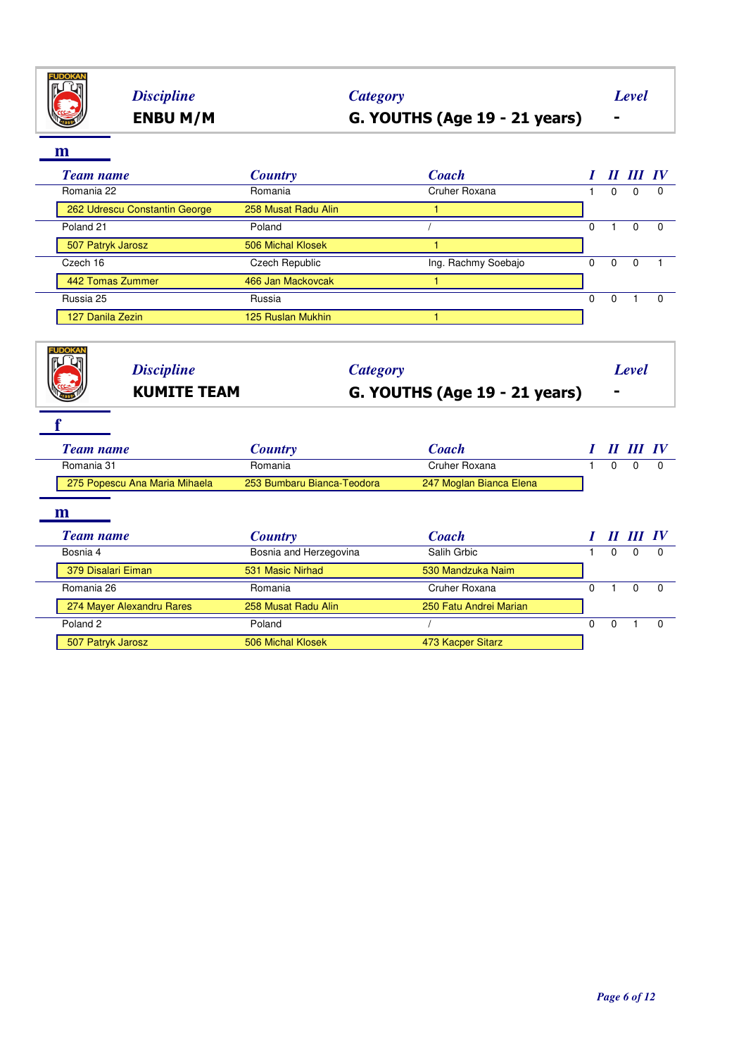**Discipline**
**ENBU M/M**

**Category**
**G. YOUTHS (Age 19 - 21 years)**

**Level**
**-**

## m

| Team name | Country | Coach | I | II | III | IV |
|---|---|---|---|---|---|---|
| Romania 22 | Romania | Cruher Roxana | 1 | 0 | 0 | 0 |
| 262 Udrescu Constantin George | 258 Musat Radu Alin | 1 | | | | |
| Poland 21 | Poland | / | 0 | 1 | 0 | 0 |
| 507 Patryk Jarosz | 506 Michal Klosek | 1 | | | | |
| Czech 16 | Czech Republic | Ing. Rachmy Soebajo | 0 | 0 | 0 | 1 |
| 442 Tomas Zummer | 466 Jan Mackovcak | 1 | | | | |
| Russia 25 | Russia | | 0 | 0 | 1 | 0 |
| 127 Danila Zezin | 125 Ruslan Mukhin | 1 | | | | |

**Discipline**
**KUMITE TEAM**

**Category**
**G. YOUTHS (Age 19 - 21 years)**

**Level**
**-**

## f

| Team name | Country | Coach | I | II | III | IV |
|---|---|---|---|---|---|---|
| Romania 31 | Romania | Cruher Roxana | 1 | 0 | 0 | 0 |
| 275 Popescu Ana Maria Mihaela | 253 Bumbaru Bianca-Teodora | 247 Moglan Bianca Elena | | | | |

## m

| Team name | Country | Coach | I | II | III | IV |
|---|---|---|---|---|---|---|
| Bosnia 4 | Bosnia and Herzegovina | Salih Grbic | 1 | 0 | 0 | 0 |
| 379 Disalari Eiman | 531 Masic Nirhad | 530 Mandzuka Naim | | | | |
| Romania 26 | Romania | Cruher Roxana | 0 | 1 | 0 | 0 |
| 274 Mayer Alexandru Rares | 258 Musat Radu Alin | 250 Fatu Andrei Marian | | | | |
| Poland 2 | Poland | / | 0 | 0 | 1 | 0 |
| 507 Patryk Jarosz | 506 Michal Klosek | 473 Kacper Sitarz | | | | |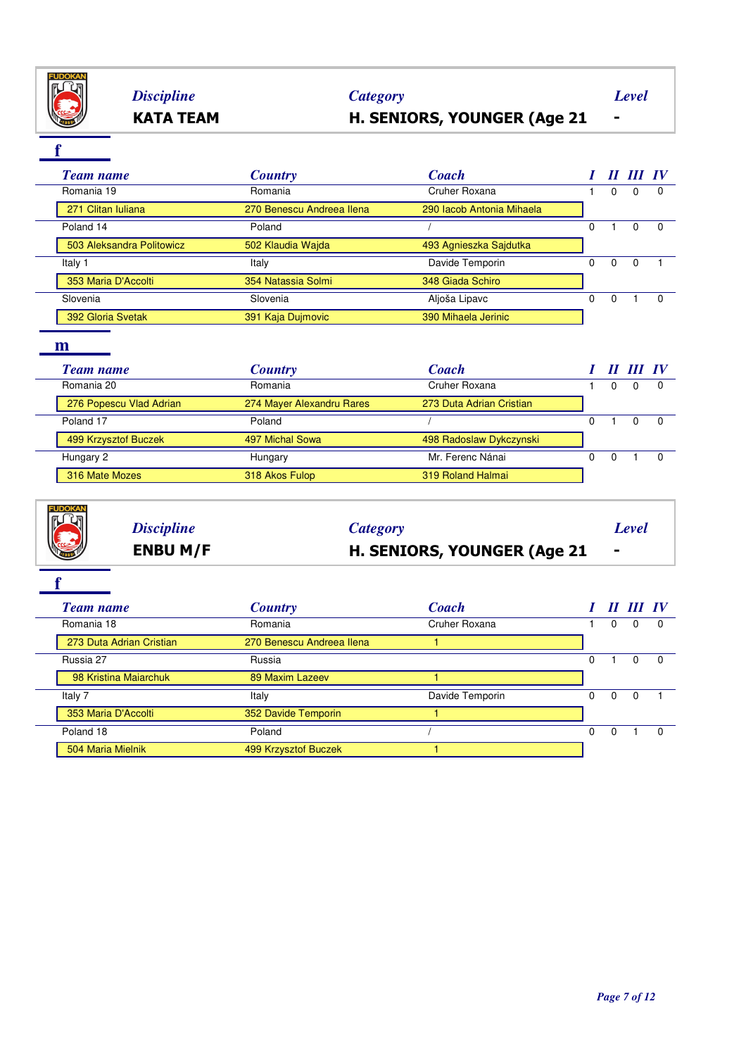**Discipline** KATA TEAM | **Category** H. SENIORS, YOUNGER (Age 21 | **Level** -

### f

| Team name | Country | Coach | I | II | III | IV |
|---|---|---|---|---|---|---|
| Romania 19 | Romania | Cruher Roxana | 1 | 0 | 0 | 0 |
| 271 Clitan Iuliana | 270 Benescu Andreea Ilena | 290 Iacob Antonia Mihaela | | | | |
| Poland 14 | Poland | / | 0 | 1 | 0 | 0 |
| 503 Aleksandra Politowicz | 502 Klaudia Wajda | 493 Agnieszka Sajdutka | | | | |
| Italy 1 | Italy | Davide Temporin | 0 | 0 | 0 | 1 |
| 353 Maria D'Accolti | 354 Natassia Solmi | 348 Giada Schiro | | | | |
| Slovenia | Slovenia | Aljoša Lipavc | 0 | 0 | 1 | 0 |
| 392 Gloria Svetak | 391 Kaja Dujmovic | 390 Mihaela Jerinic | | | | |

### m

| Team name | Country | Coach | I | II | III | IV |
|---|---|---|---|---|---|---|
| Romania 20 | Romania | Cruher Roxana | 1 | 0 | 0 | 0 |
| 276 Popescu Vlad Adrian | 274 Mayer Alexandru Rares | 273 Duta Adrian Cristian | | | | |
| Poland 17 | Poland | / | 0 | 1 | 0 | 0 |
| 499 Krzysztof Buczek | 497 Michal Sowa | 498 Radoslaw Dykczynski | | | | |
| Hungary 2 | Hungary | Mr. Ferenc Nánai | 0 | 0 | 1 | 0 |
| 316 Mate Mozes | 318 Akos Fulop | 319 Roland Halmai | | | | |

**Discipline** ENBU M/F | **Category** H. SENIORS, YOUNGER (Age 21 | **Level** -

### f

| Team name | Country | Coach | I | II | III | IV |
|---|---|---|---|---|---|---|
| Romania 18 | Romania | Cruher Roxana | 1 | 0 | 0 | 0 |
| 273 Duta Adrian Cristian | 270 Benescu Andreea Ilena | 1 | | | | |
| Russia 27 | Russia | | 0 | 1 | 0 | 0 |
| 98 Kristina Maiarchuk | 89 Maxim Lazeev | 1 | | | | |
| Italy 7 | Italy | Davide Temporin | 0 | 0 | 0 | 1 |
| 353 Maria D'Accolti | 352 Davide Temporin | 1 | | | | |
| Poland 18 | Poland | / | 0 | 0 | 1 | 0 |
| 504 Maria Mielnik | 499 Krzysztof Buczek | 1 | | | | |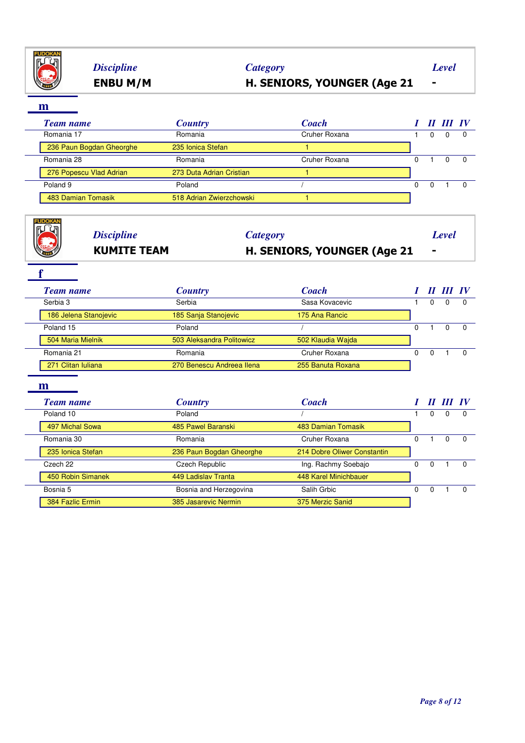**Discipline** ENBU M/M | **Category** H. SENIORS, YOUNGER (Age 21 | **Level** -

### m

| Team name | Country | Coach | I | II | III | IV |
|---|---|---|---|---|---|---|
| Romania 17 | Romania | Cruher Roxana | 1 | 0 | 0 | 0 |
| 236 Paun Bogdan Gheorghe | 235 Ionica Stefan | 1 | | | | |
| Romania 28 | Romania | Cruher Roxana | 0 | 1 | 0 | 0 |
| 276 Popescu Vlad Adrian | 273 Duta Adrian Cristian | 1 | | | | |
| Poland 9 | Poland | / | 0 | 0 | 1 | 0 |
| 483 Damian Tomasik | 518 Adrian Zwierzchowski | 1 | | | | |

**Discipline** KUMITE TEAM | **Category** H. SENIORS, YOUNGER (Age 21 | **Level** -

### f

| Team name | Country | Coach | I | II | III | IV |
|---|---|---|---|---|---|---|
| Serbia 3 | Serbia | Sasa Kovacevic | 1 | 0 | 0 | 0 |
| 186 Jelena Stanojevic | 185 Sanja Stanojevic | 175 Ana Rancic | | | | |
| Poland 15 | Poland | / | 0 | 1 | 0 | 0 |
| 504 Maria Mielnik | 503 Aleksandra Politowicz | 502 Klaudia Wajda | | | | |
| Romania 21 | Romania | Cruher Roxana | 0 | 0 | 1 | 0 |
| 271 Clitan Iuliana | 270 Benescu Andreea Ilena | 255 Banuta Roxana | | | | |

### m

| Team name | Country | Coach | I | II | III | IV |
|---|---|---|---|---|---|---|
| Poland 10 | Poland | / | 1 | 0 | 0 | 0 |
| 497 Michal Sowa | 485 Pawel Baranski | 483 Damian Tomasik | | | | |
| Romania 30 | Romania | Cruher Roxana | 0 | 1 | 0 | 0 |
| 235 Ionica Stefan | 236 Paun Bogdan Gheorghe | 214 Dobre Oliwer Constantin | | | | |
| Czech 22 | Czech Republic | Ing. Rachmy Soebajo | 0 | 0 | 1 | 0 |
| 450 Robin Simanek | 449 Ladislav Tranta | 448 Karel Minichbauer | | | | |
| Bosnia 5 | Bosnia and Herzegovina | Salih Grbic | 0 | 0 | 1 | 0 |
| 384 Fazlic Ermin | 385 Jasarevic Nermin | 375 Merzic Sanid | | | | |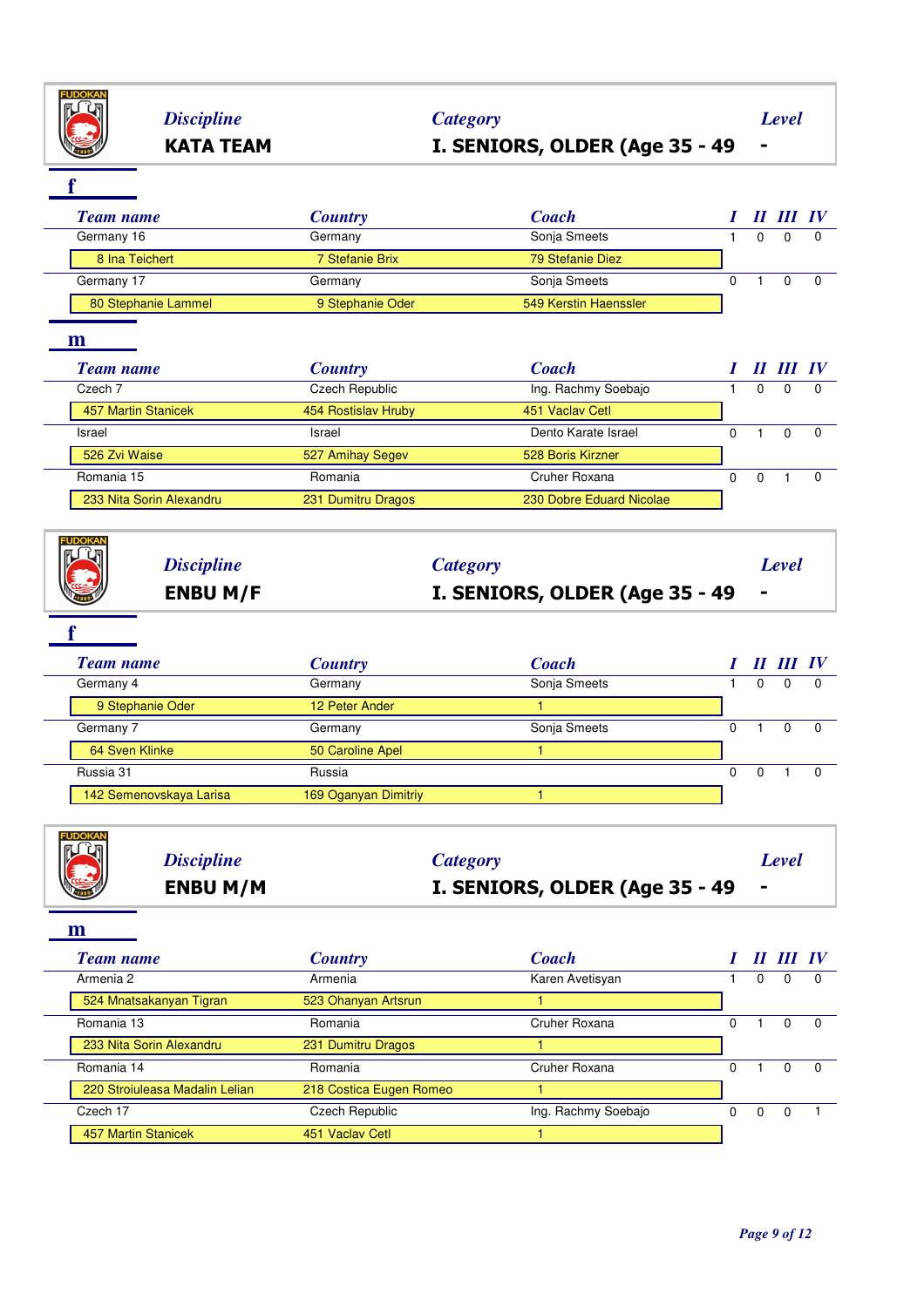**Discipline**: KATA TEAM — **Category**: I. SENIORS, OLDER (Age 35 - 49 — **Level**: -

### f

| Team name | Country | Coach | I | II | III | IV |
|---|---|---|---|---|---|---|
| Germany 16 | Germany | Sonja Smeets | 1 | 0 | 0 | 0 |
| 8 Ina Teichert | 7 Stefanie Brix | 79 Stefanie Diez | | | | |
| Germany 17 | Germany | Sonja Smeets | 0 | 1 | 0 | 0 |
| 80 Stephanie Lammel | 9 Stephanie Oder | 549 Kerstin Haenssler | | | | |

### m

| Team name | Country | Coach | I | II | III | IV |
|---|---|---|---|---|---|---|
| Czech 7 | Czech Republic | Ing. Rachmy Soebajo | 1 | 0 | 0 | 0 |
| 457 Martin Stanicek | 454 Rostislav Hruby | 451 Vaclav Cetl | | | | |
| Israel | Israel | Dento Karate Israel | 0 | 1 | 0 | 0 |
| 526 Zvi Waise | 527 Amihay Segev | 528 Boris Kirzner | | | | |
| Romania 15 | Romania | Cruher Roxana | 0 | 0 | 1 | 0 |
| 233 Nita Sorin Alexandru | 231 Dumitru Dragos | 230 Dobre Eduard Nicolae | | | | |

**Discipline**: ENBU M/F — **Category**: I. SENIORS, OLDER (Age 35 - 49 — **Level**: -

### f

| Team name | Country | Coach | I | II | III | IV |
|---|---|---|---|---|---|---|
| Germany 4 | Germany | Sonja Smeets | 1 | 0 | 0 | 0 |
| 9 Stephanie Oder | 12 Peter Ander | 1 | | | | |
| Germany 7 | Germany | Sonja Smeets | 0 | 1 | 0 | 0 |
| 64 Sven Klinke | 50 Caroline Apel | 1 | | | | |
| Russia 31 | Russia | | 0 | 0 | 1 | 0 |
| 142 Semenovskaya Larisa | 169 Oganyan Dimitriy | 1 | | | | |

**Discipline**: ENBU M/M — **Category**: I. SENIORS, OLDER (Age 35 - 49 — **Level**: -

### m

| Team name | Country | Coach | I | II | III | IV |
|---|---|---|---|---|---|---|
| Armenia 2 | Armenia | Karen Avetisyan | 1 | 0 | 0 | 0 |
| 524 Mnatsakanyan Tigran | 523 Ohanyan Artsrun | 1 | | | | |
| Romania 13 | Romania | Cruher Roxana | 0 | 1 | 0 | 0 |
| 233 Nita Sorin Alexandru | 231 Dumitru Dragos | 1 | | | | |
| Romania 14 | Romania | Cruher Roxana | 0 | 1 | 0 | 0 |
| 220 Stroiuleasa Madalin Lelian | 218 Costica Eugen Romeo | 1 | | | | |
| Czech 17 | Czech Republic | Ing. Rachmy Soebajo | 0 | 0 | 0 | 1 |
| 457 Martin Stanicek | 451 Vaclav Cetl | 1 | | | | |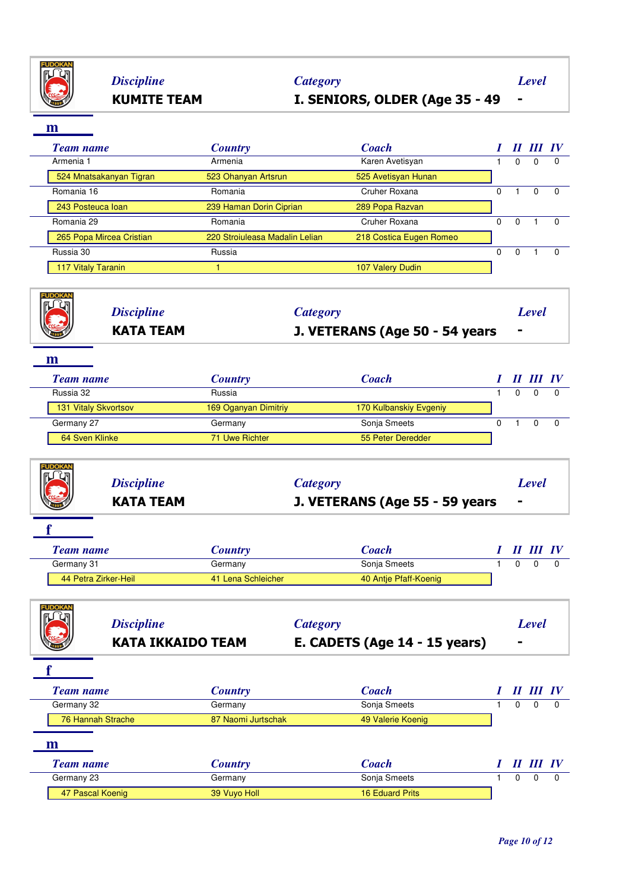| Discipline | Category | Level |
|---|---|---|
| **KUMITE TEAM** | **I. SENIORS, OLDER (Age 35 - 49** | **-** |

**m**

| Team name | Country | Coach | I | II | III | IV |
|---|---|---|---|---|---|---|
| Armenia 1 | Armenia | Karen Avetisyan | 1 | 0 | 0 | 0 |
| 524 Mnatsakanyan Tigran | 523 Ohanyan Artsrun | 525 Avetisyan Hunan | | | | |
| Romania 16 | Romania | Cruher Roxana | 0 | 1 | 0 | 0 |
| 243 Posteuca Ioan | 239 Haman Dorin Ciprian | 289 Popa Razvan | | | | |
| Romania 29 | Romania | Cruher Roxana | 0 | 0 | 1 | 0 |
| 265 Popa Mircea Cristian | 220 Stroiuleasa Madalin Lelian | 218 Costica Eugen Romeo | | | | |
| Russia 30 | Russia | | 0 | 0 | 1 | 0 |
| 117 Vitaly Taranin | 1 | 107 Valery Dudin | | | | |

| Discipline | Category | Level |
|---|---|---|
| **KATA TEAM** | **J. VETERANS (Age 50 - 54 years** | **-** |

**m**

| Team name | Country | Coach | I | II | III | IV |
|---|---|---|---|---|---|---|
| Russia 32 | Russia | | 1 | 0 | 0 | 0 |
| 131 Vitaly Skvortsov | 169 Oganyan Dimitriy | 170 Kulbanskiy Evgeniy | | | | |
| Germany 27 | Germany | Sonja Smeets | 0 | 1 | 0 | 0 |
| 64 Sven Klinke | 71 Uwe Richter | 55 Peter Deredder | | | | |

| Discipline | Category | Level |
|---|---|---|
| **KATA TEAM** | **J. VETERANS (Age 55 - 59 years** | **-** |

**f**

| Team name | Country | Coach | I | II | III | IV |
|---|---|---|---|---|---|---|
| Germany 31 | Germany | Sonja Smeets | 1 | 0 | 0 | 0 |
| 44 Petra Zirker-Heil | 41 Lena Schleicher | 40 Antje Pfaff-Koenig | | | | |

| Discipline | Category | Level |
|---|---|---|
| **KATA IKKAIDO TEAM** | **E. CADETS (Age 14 - 15 years)** | **-** |

**f**

| Team name | Country | Coach | I | II | III | IV |
|---|---|---|---|---|---|---|
| Germany 32 | Germany | Sonja Smeets | 1 | 0 | 0 | 0 |
| 76 Hannah Strache | 87 Naomi Jurtschak | 49 Valerie Koenig | | | | |

**m**

| Team name | Country | Coach | I | II | III | IV |
|---|---|---|---|---|---|---|
| Germany 23 | Germany | Sonja Smeets | 1 | 0 | 0 | 0 |
| 47 Pascal Koenig | 39 Vuyo Holl | 16 Eduard Prits | | | | |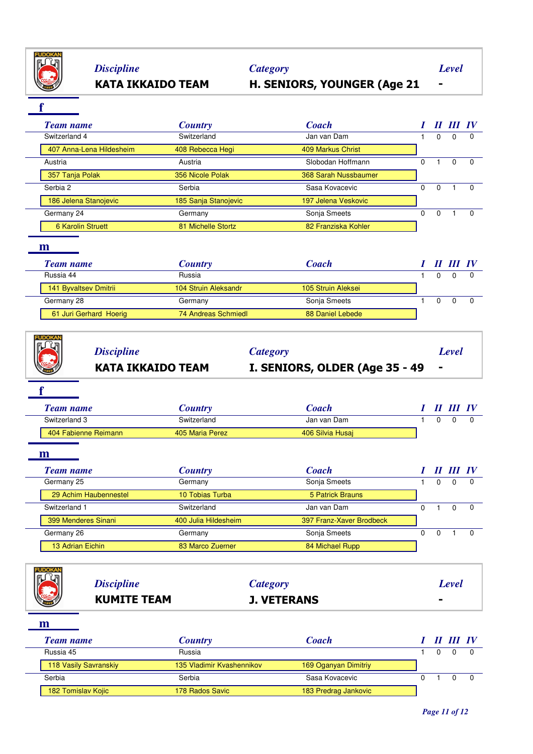| Discipline | Category | Level |
|---|---|---|
| KATA IKKAIDO TEAM | H. SENIORS, YOUNGER (Age 21 | - |

**f**

| Team name | Country | Coach | I | II | III | IV |
|---|---|---|---|---|---|---|
| Switzerland 4 | Switzerland | Jan van Dam | 1 | 0 | 0 | 0 |
| 407 Anna-Lena Hildesheim | 408 Rebecca Hegi | 409 Markus Christ | | | | |
| Austria | Austria | Slobodan Hoffmann | 0 | 1 | 0 | 0 |
| 357 Tanja Polak | 356 Nicole Polak | 368 Sarah Nussbaumer | | | | |
| Serbia 2 | Serbia | Sasa Kovacevic | 0 | 0 | 1 | 0 |
| 186 Jelena Stanojevic | 185 Sanja Stanojevic | 197 Jelena Veskovic | | | | |
| Germany 24 | Germany | Sonja Smeets | 0 | 0 | 1 | 0 |
| 6 Karolin Struett | 81 Michelle Stortz | 82 Franziska Kohler | | | | |

**m**

| Team name | Country | Coach | I | II | III | IV |
|---|---|---|---|---|---|---|
| Russia 44 | Russia | | 1 | 0 | 0 | 0 |
| 141 Byvaltsev Dmitrii | 104 Struin Aleksandr | 105 Struin Aleksei | | | | |
| Germany 28 | Germany | Sonja Smeets | 1 | 0 | 0 | 0 |
| 61 Juri Gerhard Hoerig | 74 Andreas Schmiedl | 88 Daniel Lebede | | | | |

| Discipline | Category | Level |
|---|---|---|
| KATA IKKAIDO TEAM | I. SENIORS, OLDER (Age 35 - 49 | - |

**f**

| Team name | Country | Coach | I | II | III | IV |
|---|---|---|---|---|---|---|
| Switzerland 3 | Switzerland | Jan van Dam | 1 | 0 | 0 | 0 |
| 404 Fabienne Reimann | 405 Maria Perez | 406 Silvia Husaj | | | | |

**m**

| Team name | Country | Coach | I | II | III | IV |
|---|---|---|---|---|---|---|
| Germany 25 | Germany | Sonja Smeets | 1 | 0 | 0 | 0 |
| 29 Achim Haubennestel | 10 Tobias Turba | 5 Patrick Brauns | | | | |
| Switzerland 1 | Switzerland | Jan van Dam | 0 | 1 | 0 | 0 |
| 399 Menderes Sinani | 400 Julia Hildesheim | 397 Franz-Xaver Brodbeck | | | | |
| Germany 26 | Germany | Sonja Smeets | 0 | 0 | 1 | 0 |
| 13 Adrian Eichin | 83 Marco Zuerner | 84 Michael Rupp | | | | |

| Discipline | Category | Level |
|---|---|---|
| KUMITE TEAM | J. VETERANS | - |

**m**

| Team name | Country | Coach | I | II | III | IV |
|---|---|---|---|---|---|---|
| Russia 45 | Russia | | 1 | 0 | 0 | 0 |
| 118 Vasily Savranskiy | 135 Vladimir Kvashennikov | 169 Oganyan Dimitriy | | | | |
| Serbia | Serbia | Sasa Kovacevic | 0 | 1 | 0 | 0 |
| 182 Tomislav Kojic | 178 Rados Savic | 183 Predrag Jankovic | | | | |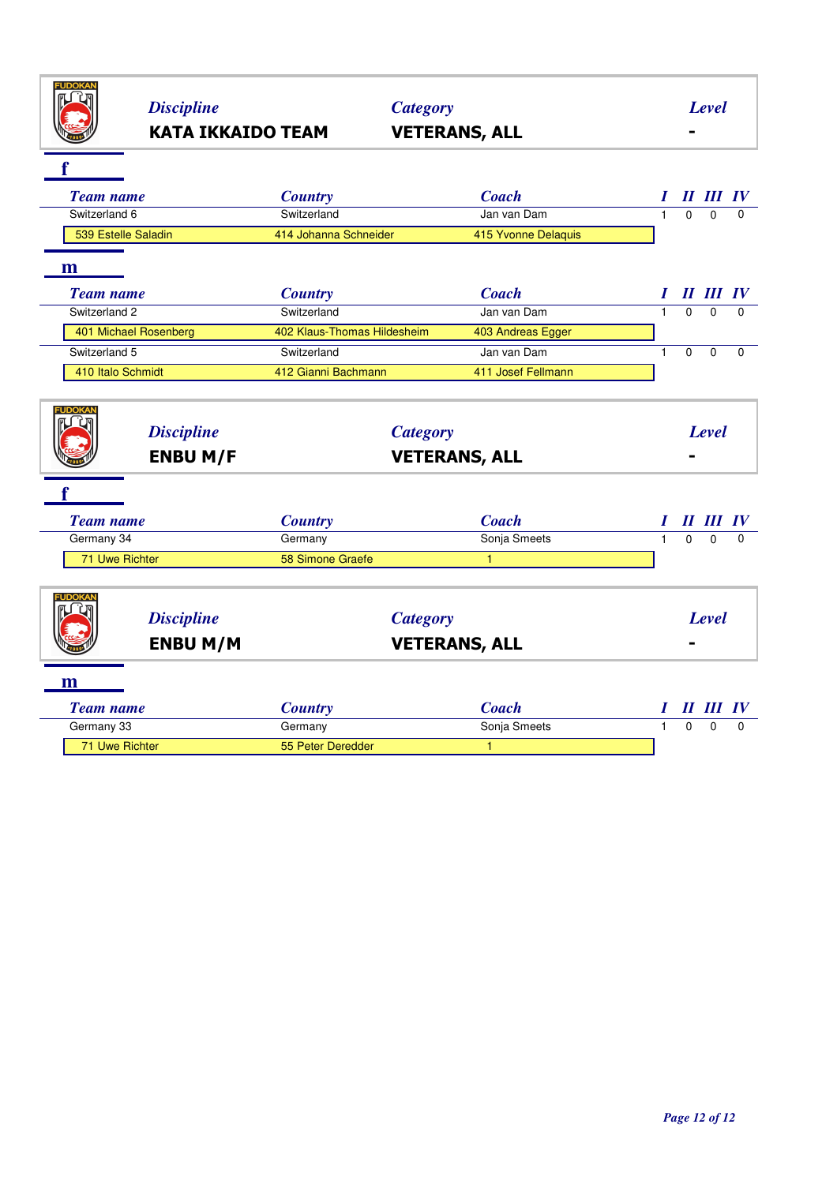| **Discipline** | **Category** | **Level** |
|---|---|---|
| **KATA IKKAIDO TEAM** | **VETERANS, ALL** | **-** |

### f

| *Team name* | *Country* | *Coach* | *I* | *II* | *III* | *IV* |
|---|---|---|---|---|---|---|
| Switzerland 6 | Switzerland | Jan van Dam | 1 | 0 | 0 | 0 |
| 539 Estelle Saladin | 414 Johanna Schneider | 415 Yvonne Delaquis | | | | |

### m

| *Team name* | *Country* | *Coach* | *I* | *II* | *III* | *IV* |
|---|---|---|---|---|---|---|
| Switzerland 2 | Switzerland | Jan van Dam | 1 | 0 | 0 | 0 |
| 401 Michael Rosenberg | 402 Klaus-Thomas Hildesheim | 403 Andreas Egger | | | | |
| Switzerland 5 | Switzerland | Jan van Dam | 1 | 0 | 0 | 0 |
| 410 Italo Schmidt | 412 Gianni Bachmann | 411 Josef Fellmann | | | | |

| **Discipline** | **Category** | **Level** |
|---|---|---|
| **ENBU M/F** | **VETERANS, ALL** | **-** |

### f

| *Team name* | *Country* | *Coach* | *I* | *II* | *III* | *IV* |
|---|---|---|---|---|---|---|
| Germany 34 | Germany | Sonja Smeets | 1 | 0 | 0 | 0 |
| 71 Uwe Richter | 58 Simone Graefe | 1 | | | | |

| **Discipline** | **Category** | **Level** |
|---|---|---|
| **ENBU M/M** | **VETERANS, ALL** | **-** |

### m

| *Team name* | *Country* | *Coach* | *I* | *II* | *III* | *IV* |
|---|---|---|---|---|---|---|
| Germany 33 | Germany | Sonja Smeets | 1 | 0 | 0 | 0 |
| 71 Uwe Richter | 55 Peter Deredder | 1 | | | | |